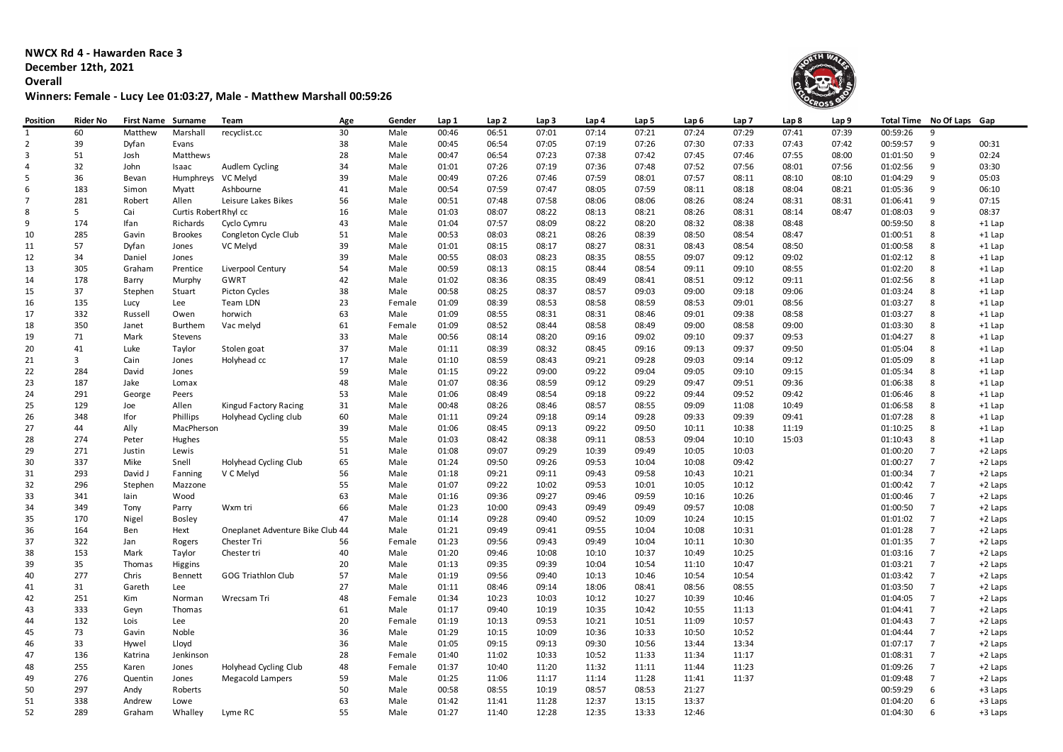# NWCX Rd 4 - Hawarden Race 3

**December 12th, 2021**

**Overall**

**Winners: Female - Lucy Lee 01:03:27, Male - Matthew Marshall 00:59:26**

| Position | Rider No | First Name | Surname | Team | Age | Gender | Lap 1 | Lap 2 | Lap 3 | Lap 4 | Lap 5 | Lap 6 | Lap 7 | Lap 8 | Lap 9 | Total Time | No Of Laps | Gap |
|---|---|---|---|---|---|---|---|---|---|---|---|---|---|---|---|---|---|---|
| 1 | 60 | Matthew | Marshall | recyclist.cc | 30 | Male | 00:46 | 06:51 | 07:01 | 07:14 | 07:21 | 07:24 | 07:29 | 07:41 | 07:39 | 00:59:26 | 9 | |
| 2 | 39 | Dyfan | Evans | | 38 | Male | 00:45 | 06:54 | 07:05 | 07:19 | 07:26 | 07:30 | 07:33 | 07:43 | 07:42 | 00:59:57 | 9 | 00:31 |
| 3 | 51 | Josh | Matthews | | 28 | Male | 00:47 | 06:54 | 07:23 | 07:38 | 07:42 | 07:45 | 07:46 | 07:55 | 08:00 | 01:01:50 | 9 | 02:24 |
| 4 | 32 | John | Isaac | Audlem Cycling | 34 | Male | 01:01 | 07:26 | 07:19 | 07:36 | 07:48 | 07:52 | 07:56 | 08:01 | 07:56 | 01:02:56 | 9 | 03:30 |
| 5 | 36 | Bevan | Humphreys | VC Melyd | 39 | Male | 00:49 | 07:26 | 07:46 | 07:59 | 08:01 | 07:57 | 08:11 | 08:10 | 08:10 | 01:04:29 | 9 | 05:03 |
| 6 | 183 | Simon | Myatt | Ashbourne | 41 | Male | 00:54 | 07:59 | 07:47 | 08:05 | 07:59 | 08:11 | 08:18 | 08:04 | 08:21 | 01:05:36 | 9 | 06:10 |
| 7 | 281 | Robert | Allen | Leisure Lakes Bikes | 56 | Male | 00:51 | 07:48 | 07:58 | 08:06 | 08:06 | 08:26 | 08:24 | 08:31 | 08:31 | 01:06:41 | 9 | 07:15 |
| 8 | 5 | Cai | Curtis Robert | Rhyl cc | 16 | Male | 01:03 | 08:07 | 08:22 | 08:13 | 08:21 | 08:26 | 08:31 | 08:14 | 08:47 | 01:08:03 | 9 | 08:37 |
| 9 | 174 | Ifan | Richards | Cyclo Cymru | 43 | Male | 01:04 | 07:57 | 08:09 | 08:22 | 08:20 | 08:32 | 08:38 | 08:48 | | 00:59:50 | 8 | +1 Lap |
| 10 | 285 | Gavin | Brookes | Congleton Cycle Club | 51 | Male | 00:53 | 08:03 | 08:21 | 08:26 | 08:39 | 08:50 | 08:54 | 08:47 | | 01:00:51 | 8 | +1 Lap |
| 11 | 57 | Dyfan | Jones | VC Melyd | 39 | Male | 01:01 | 08:15 | 08:17 | 08:27 | 08:31 | 08:43 | 08:54 | 08:50 | | 01:00:58 | 8 | +1 Lap |
| 12 | 34 | Daniel | Jones | | 39 | Male | 00:55 | 08:03 | 08:23 | 08:35 | 08:55 | 09:07 | 09:12 | 09:02 | | 01:02:12 | 8 | +1 Lap |
| 13 | 305 | Graham | Prentice | Liverpool Century | 54 | Male | 00:59 | 08:13 | 08:15 | 08:44 | 08:54 | 09:11 | 09:10 | 08:55 | | 01:02:20 | 8 | +1 Lap |
| 14 | 178 | Barry | Murphy | GWRT | 42 | Male | 01:02 | 08:36 | 08:35 | 08:49 | 08:41 | 08:51 | 09:12 | 09:11 | | 01:02:56 | 8 | +1 Lap |
| 15 | 37 | Stephen | Stuart | Picton Cycles | 38 | Male | 00:58 | 08:25 | 08:37 | 08:57 | 09:03 | 09:00 | 09:18 | 09:06 | | 01:03:24 | 8 | +1 Lap |
| 16 | 135 | Lucy | Lee | Team LDN | 23 | Female | 01:09 | 08:39 | 08:53 | 08:58 | 08:59 | 08:53 | 09:01 | 08:56 | | 01:03:27 | 8 | +1 Lap |
| 17 | 332 | Russell | Owen | horwich | 63 | Male | 01:09 | 08:55 | 08:31 | 08:31 | 08:46 | 09:01 | 09:38 | 08:58 | | 01:03:27 | 8 | +1 Lap |
| 18 | 350 | Janet | Burthem | Vac melyd | 61 | Female | 01:09 | 08:52 | 08:44 | 08:58 | 08:49 | 09:00 | 08:58 | 09:00 | | 01:03:30 | 8 | +1 Lap |
| 19 | 71 | Mark | Stevens | | 33 | Male | 00:56 | 08:14 | 08:20 | 09:16 | 09:02 | 09:10 | 09:37 | 09:53 | | 01:04:27 | 8 | +1 Lap |
| 20 | 41 | Luke | Taylor | Stolen goat | 37 | Male | 01:11 | 08:39 | 08:32 | 08:45 | 09:16 | 09:13 | 09:37 | 09:50 | | 01:05:04 | 8 | +1 Lap |
| 21 | 3 | Cain | Jones | Holyhead cc | 17 | Male | 01:10 | 08:59 | 08:43 | 09:21 | 09:28 | 09:03 | 09:14 | 09:12 | | 01:05:09 | 8 | +1 Lap |
| 22 | 284 | David | Jones | | 59 | Male | 01:15 | 09:22 | 09:00 | 09:22 | 09:04 | 09:05 | 09:10 | 09:15 | | 01:05:34 | 8 | +1 Lap |
| 23 | 187 | Jake | Lomax | | 48 | Male | 01:07 | 08:36 | 08:59 | 09:12 | 09:29 | 09:47 | 09:51 | 09:36 | | 01:06:38 | 8 | +1 Lap |
| 24 | 291 | George | Peers | | 53 | Male | 01:06 | 08:49 | 08:54 | 09:18 | 09:22 | 09:44 | 09:52 | 09:42 | | 01:06:46 | 8 | +1 Lap |
| 25 | 129 | Joe | Allen | Kingud Factory Racing | 31 | Male | 00:48 | 08:26 | 08:46 | 08:57 | 08:55 | 09:09 | 11:08 | 10:49 | | 01:06:58 | 8 | +1 Lap |
| 26 | 348 | Ifor | Phillips | Holyhead Cycling club | 60 | Male | 01:11 | 09:24 | 09:18 | 09:14 | 09:28 | 09:33 | 09:39 | 09:41 | | 01:07:28 | 8 | +1 Lap |
| 27 | 44 | Ally | MacPherson | | 39 | Male | 01:06 | 08:45 | 09:13 | 09:22 | 09:50 | 10:11 | 10:38 | 11:19 | | 01:10:25 | 8 | +1 Lap |
| 28 | 274 | Peter | Hughes | | 55 | Male | 01:03 | 08:42 | 08:38 | 09:11 | 08:53 | 09:04 | 10:10 | 15:03 | | 01:10:43 | 8 | +1 Lap |
| 29 | 271 | Justin | Lewis | | 51 | Male | 01:08 | 09:07 | 09:29 | 10:39 | 09:49 | 10:05 | 10:03 | | | 01:00:20 | 7 | +2 Laps |
| 30 | 337 | Mike | Snell | Holyhead Cycling Club | 65 | Male | 01:24 | 09:50 | 09:26 | 09:53 | 10:04 | 10:08 | 09:42 | | | 01:00:27 | 7 | +2 Laps |
| 31 | 293 | David J | Fanning | V C Melyd | 56 | Male | 01:18 | 09:21 | 09:11 | 09:43 | 09:58 | 10:43 | 10:21 | | | 01:00:34 | 7 | +2 Laps |
| 32 | 296 | Stephen | Mazzone | | 55 | Male | 01:07 | 09:22 | 10:02 | 09:53 | 10:01 | 10:05 | 10:12 | | | 01:00:42 | 7 | +2 Laps |
| 33 | 341 | Iain | Wood | | 63 | Male | 01:16 | 09:36 | 09:27 | 09:46 | 09:59 | 10:16 | 10:26 | | | 01:00:46 | 7 | +2 Laps |
| 34 | 349 | Tony | Parry | Wxm tri | 66 | Male | 01:23 | 10:00 | 09:43 | 09:49 | 09:49 | 09:57 | 10:08 | | | 01:00:50 | 7 | +2 Laps |
| 35 | 170 | Nigel | Bosley | | 47 | Male | 01:14 | 09:28 | 09:40 | 09:52 | 10:09 | 10:24 | 10:15 | | | 01:01:02 | 7 | +2 Laps |
| 36 | 164 | Ben | Hext | Oneplanet Adventure Bike Club | 44 | Male | 01:21 | 09:49 | 09:41 | 09:55 | 10:04 | 10:08 | 10:31 | | | 01:01:28 | 7 | +2 Laps |
| 37 | 322 | Jan | Rogers | Chester Tri | 56 | Female | 01:23 | 09:56 | 09:43 | 09:49 | 10:04 | 10:11 | 10:30 | | | 01:01:35 | 7 | +2 Laps |
| 38 | 153 | Mark | Taylor | Chester tri | 40 | Male | 01:20 | 09:46 | 10:08 | 10:10 | 10:37 | 10:49 | 10:25 | | | 01:03:16 | 7 | +2 Laps |
| 39 | 35 | Thomas | Higgins | | 20 | Male | 01:13 | 09:35 | 09:39 | 10:04 | 10:54 | 11:10 | 10:47 | | | 01:03:21 | 7 | +2 Laps |
| 40 | 277 | Chris | Bennett | GOG Triathlon Club | 57 | Male | 01:19 | 09:56 | 09:40 | 10:13 | 10:46 | 10:54 | 10:54 | | | 01:03:42 | 7 | +2 Laps |
| 41 | 31 | Gareth | Lee | | 27 | Male | 01:11 | 08:46 | 09:14 | 18:06 | 08:41 | 08:56 | 08:55 | | | 01:03:50 | 7 | +2 Laps |
| 42 | 251 | Kim | Norman | Wrecsam Tri | 48 | Female | 01:34 | 10:23 | 10:03 | 10:12 | 10:27 | 10:39 | 10:46 | | | 01:04:05 | 7 | +2 Laps |
| 43 | 333 | Geyn | Thomas | | 61 | Male | 01:17 | 09:40 | 10:19 | 10:35 | 10:42 | 10:55 | 11:13 | | | 01:04:41 | 7 | +2 Laps |
| 44 | 132 | Lois | Lee | | 20 | Female | 01:19 | 10:13 | 09:53 | 10:21 | 10:51 | 11:09 | 10:57 | | | 01:04:43 | 7 | +2 Laps |
| 45 | 73 | Gavin | Noble | | 36 | Male | 01:29 | 10:15 | 10:09 | 10:36 | 10:33 | 10:50 | 10:52 | | | 01:04:44 | 7 | +2 Laps |
| 46 | 33 | Hywel | Lloyd | | 36 | Male | 01:05 | 09:15 | 09:13 | 09:30 | 10:56 | 13:44 | 13:34 | | | 01:07:17 | 7 | +2 Laps |
| 47 | 136 | Katrina | Jenkinson | | 28 | Female | 01:40 | 11:02 | 10:33 | 10:52 | 11:33 | 11:34 | 11:17 | | | 01:08:31 | 7 | +2 Laps |
| 48 | 255 | Karen | Jones | Holyhead Cycling Club | 48 | Female | 01:37 | 10:40 | 11:20 | 11:32 | 11:11 | 11:44 | 11:23 | | | 01:09:26 | 7 | +2 Laps |
| 49 | 276 | Quentin | Jones | Megacold Lampers | 59 | Male | 01:25 | 11:06 | 11:17 | 11:14 | 11:28 | 11:41 | 11:37 | | | 01:09:48 | 7 | +2 Laps |
| 50 | 297 | Andy | Roberts | | 50 | Male | 00:58 | 08:55 | 10:19 | 08:57 | 08:53 | 21:27 | | | | 00:59:29 | 6 | +3 Laps |
| 51 | 338 | Andrew | Lowe | | 63 | Male | 01:42 | 11:41 | 11:28 | 12:37 | 13:15 | 13:37 | | | | 01:04:20 | 6 | +3 Laps |
| 52 | 289 | Graham | Whalley | Lyme RC | 55 | Male | 01:27 | 11:40 | 12:28 | 12:35 | 13:33 | 12:46 | | | | 01:04:30 | 6 | +3 Laps |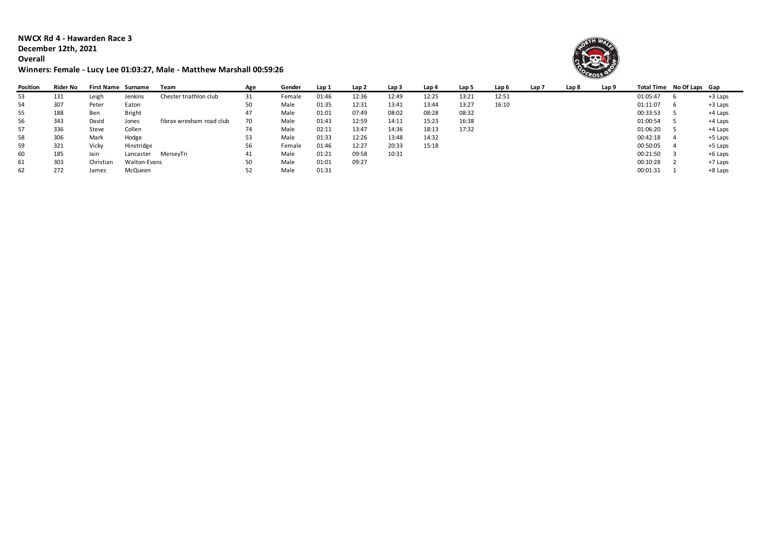**NWCX Rd 4 - Hawarden Race 3**
**December 12th, 2021**
**Overall**
**Winners: Female - Lucy Lee 01:03:27, Male - Matthew Marshall 00:59:26**

| Position | Rider No | First Name | Surname | Team | Age | Gender | Lap 1 | Lap 2 | Lap 3 | Lap 4 | Lap 5 | Lap 6 | Lap 7 | Lap 8 | Lap 9 | Total Time | No Of Laps | Gap |
|---|---|---|---|---|---|---|---|---|---|---|---|---|---|---|---|---|---|---|
| 53 | 131 | Leigh | Jenkins | Chester triathlon club | 31 | Female | 01:46 | 12:36 | 12:49 | 12:25 | 13:21 | 12:51 | | | | 01:05:47 | 6 | +3 Laps |
| 54 | 307 | Peter | Eaton | | 50 | Male | 01:35 | 12:31 | 13:41 | 13:44 | 13:27 | 16:10 | | | | 01:11:07 | 6 | +3 Laps |
| 55 | 188 | Ben | Bright | | 47 | Male | 01:01 | 07:49 | 08:02 | 08:28 | 08:32 | | | | | 00:33:53 | 5 | +4 Laps |
| 56 | 343 | David | Jones | fibrax wrexham road club | 70 | Male | 01:43 | 12:59 | 14:11 | 15:23 | 16:38 | | | | | 01:00:54 | 5 | +4 Laps |
| 57 | 336 | Steve | Collen | | 74 | Male | 02:11 | 13:47 | 14:36 | 18:13 | 17:32 | | | | | 01:06:20 | 5 | +4 Laps |
| 58 | 306 | Mark | Hodge | | 53 | Male | 01:33 | 12:26 | 13:48 | 14:32 | | | | | | 00:42:18 | 4 | +5 Laps |
| 59 | 321 | Vicky | Hinstridge | | 56 | Female | 01:46 | 12:27 | 20:33 | 15:18 | | | | | | 00:50:05 | 4 | +5 Laps |
| 60 | 185 | Iain | Lancaster | MerseyTri | 41 | Male | 01:21 | 09:58 | 10:31 | | | | | | | 00:21:50 | 3 | +6 Laps |
| 61 | 303 | Christian | Walton-Evans | | 50 | Male | 01:01 | 09:27 | | | | | | | | 00:10:28 | 2 | +7 Laps |
| 62 | 272 | James | McQueen | | 52 | Male | 01:31 | | | | | | | | | 00:01:31 | 1 | +8 Laps |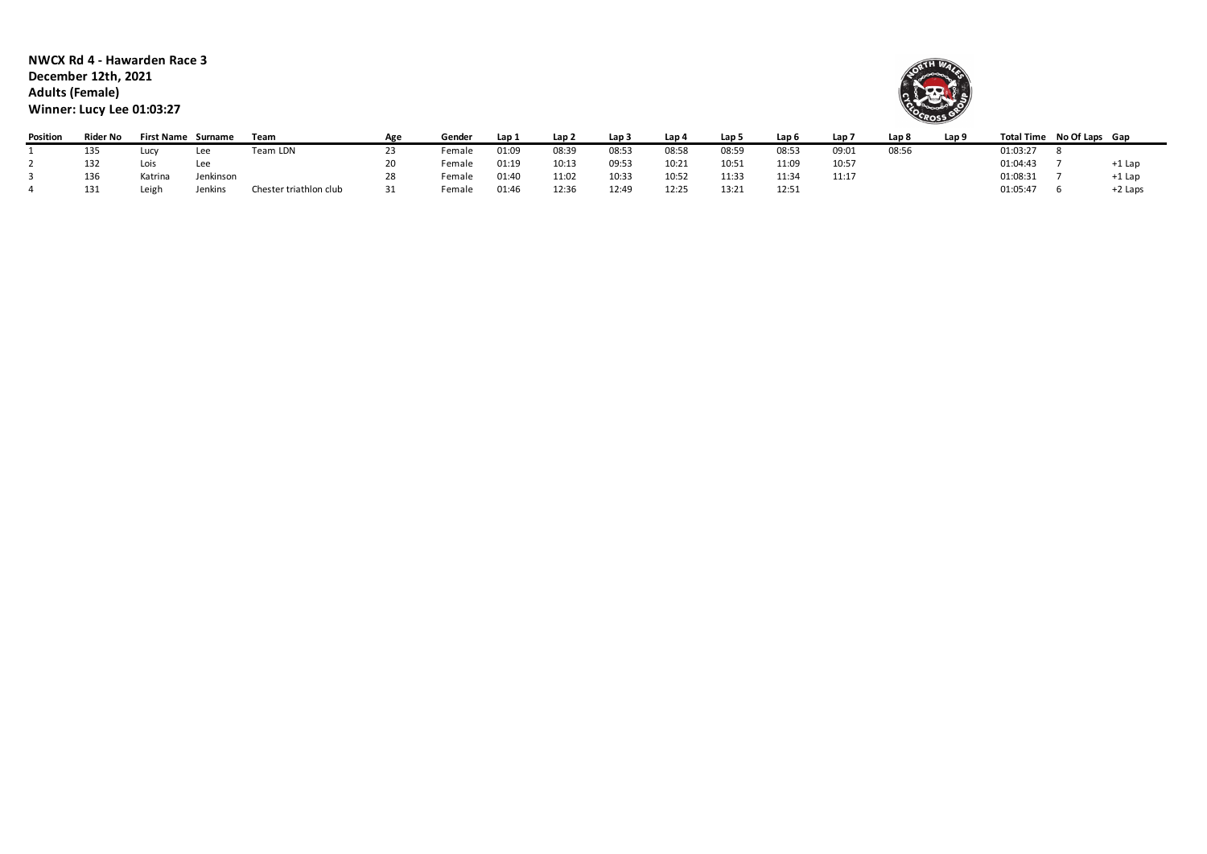**NWCX Rd 4 - Hawarden Race 3**
**December 12th, 2021**
**Adults (Female)**
**Winner: Lucy Lee 01:03:27**

| Position | Rider No | First Name | Surname | Team | Age | Gender | Lap 1 | Lap 2 | Lap 3 | Lap 4 | Lap 5 | Lap 6 | Lap 7 | Lap 8 | Lap 9 | Total Time | No Of Laps | Gap |
|---|---|---|---|---|---|---|---|---|---|---|---|---|---|---|---|---|---|---|
| 1 | 135 | Lucy | Lee | Team LDN | 23 | Female | 01:09 | 08:39 | 08:53 | 08:58 | 08:59 | 08:53 | 09:01 | 08:56 | | 01:03:27 | 8 | |
| 2 | 132 | Lois | Lee | | 20 | Female | 01:19 | 10:13 | 09:53 | 10:21 | 10:51 | 11:09 | 10:57 | | | 01:04:43 | 7 | +1 Lap |
| 3 | 136 | Katrina | Jenkinson | | 28 | Female | 01:40 | 11:02 | 10:33 | 10:52 | 11:33 | 11:34 | 11:17 | | | 01:08:31 | 7 | +1 Lap |
| 4 | 131 | Leigh | Jenkins | Chester triathlon club | 31 | Female | 01:46 | 12:36 | 12:49 | 12:25 | 13:21 | 12:51 | | | | 01:05:47 | 6 | +2 Laps |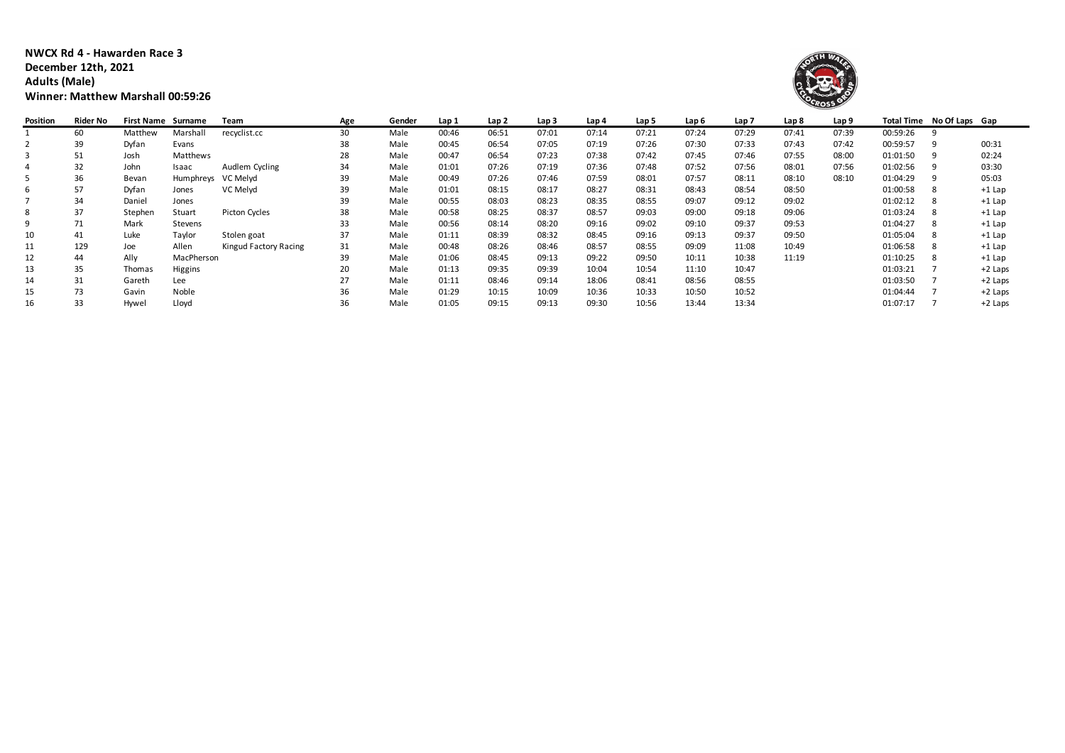**NWCX Rd 4 - Hawarden Race 3**
**December 12th, 2021**
**Adults (Male)**
**Winner: Matthew Marshall 00:59:26**

| Position | Rider No | First Name | Surname | Team | Age | Gender | Lap 1 | Lap 2 | Lap 3 | Lap 4 | Lap 5 | Lap 6 | Lap 7 | Lap 8 | Lap 9 | Total Time | No Of Laps | Gap |
|---|---|---|---|---|---|---|---|---|---|---|---|---|---|---|---|---|---|---|
| 1 | 60 | Matthew | Marshall | recyclist.cc | 30 | Male | 00:46 | 06:51 | 07:01 | 07:14 | 07:21 | 07:24 | 07:29 | 07:41 | 07:39 | 00:59:26 | 9 | |
| 2 | 39 | Dyfan | Evans | | 38 | Male | 00:45 | 06:54 | 07:05 | 07:19 | 07:26 | 07:30 | 07:33 | 07:43 | 07:42 | 00:59:57 | 9 | 00:31 |
| 3 | 51 | Josh | Matthews | | 28 | Male | 00:47 | 06:54 | 07:23 | 07:38 | 07:42 | 07:45 | 07:46 | 07:55 | 08:00 | 01:01:50 | 9 | 02:24 |
| 4 | 32 | John | Isaac | Audlem Cycling | 34 | Male | 01:01 | 07:26 | 07:19 | 07:36 | 07:48 | 07:52 | 07:56 | 08:01 | 07:56 | 01:02:56 | 9 | 03:30 |
| 5 | 36 | Bevan | Humphreys | VC Melyd | 39 | Male | 00:49 | 07:26 | 07:46 | 07:59 | 08:01 | 07:57 | 08:11 | 08:10 | 08:10 | 01:04:29 | 9 | 05:03 |
| 6 | 57 | Dyfan | Jones | VC Melyd | 39 | Male | 01:01 | 08:15 | 08:17 | 08:27 | 08:31 | 08:43 | 08:54 | 08:50 | | 01:00:58 | 8 | +1 Lap |
| 7 | 34 | Daniel | Jones | | 39 | Male | 00:55 | 08:03 | 08:23 | 08:35 | 08:55 | 09:07 | 09:12 | 09:02 | | 01:02:12 | 8 | +1 Lap |
| 8 | 37 | Stephen | Stuart | Picton Cycles | 38 | Male | 00:58 | 08:25 | 08:37 | 08:57 | 09:03 | 09:00 | 09:18 | 09:06 | | 01:03:24 | 8 | +1 Lap |
| 9 | 71 | Mark | Stevens | | 33 | Male | 00:56 | 08:14 | 08:20 | 09:16 | 09:02 | 09:10 | 09:37 | 09:53 | | 01:04:27 | 8 | +1 Lap |
| 10 | 41 | Luke | Taylor | Stolen goat | 37 | Male | 01:11 | 08:39 | 08:32 | 08:45 | 09:16 | 09:13 | 09:37 | 09:50 | | 01:05:04 | 8 | +1 Lap |
| 11 | 129 | Joe | Allen | Kingud Factory Racing | 31 | Male | 00:48 | 08:26 | 08:46 | 08:57 | 08:55 | 09:09 | 11:08 | 10:49 | | 01:06:58 | 8 | +1 Lap |
| 12 | 44 | Ally | MacPherson | | 39 | Male | 01:06 | 08:45 | 09:13 | 09:22 | 09:50 | 10:11 | 10:38 | 11:19 | | 01:10:25 | 8 | +1 Lap |
| 13 | 35 | Thomas | Higgins | | 20 | Male | 01:13 | 09:35 | 09:39 | 10:04 | 10:54 | 11:10 | 10:47 | | | 01:03:21 | 7 | +2 Laps |
| 14 | 31 | Gareth | Lee | | 27 | Male | 01:11 | 08:46 | 09:14 | 18:06 | 08:41 | 08:56 | 08:55 | | | 01:03:50 | 7 | +2 Laps |
| 15 | 73 | Gavin | Noble | | 36 | Male | 01:29 | 10:15 | 10:09 | 10:36 | 10:33 | 10:50 | 10:52 | | | 01:04:44 | 7 | +2 Laps |
| 16 | 33 | Hywel | Lloyd | | 36 | Male | 01:05 | 09:15 | 09:13 | 09:30 | 10:56 | 13:44 | 13:34 | | | 01:07:17 | 7 | +2 Laps |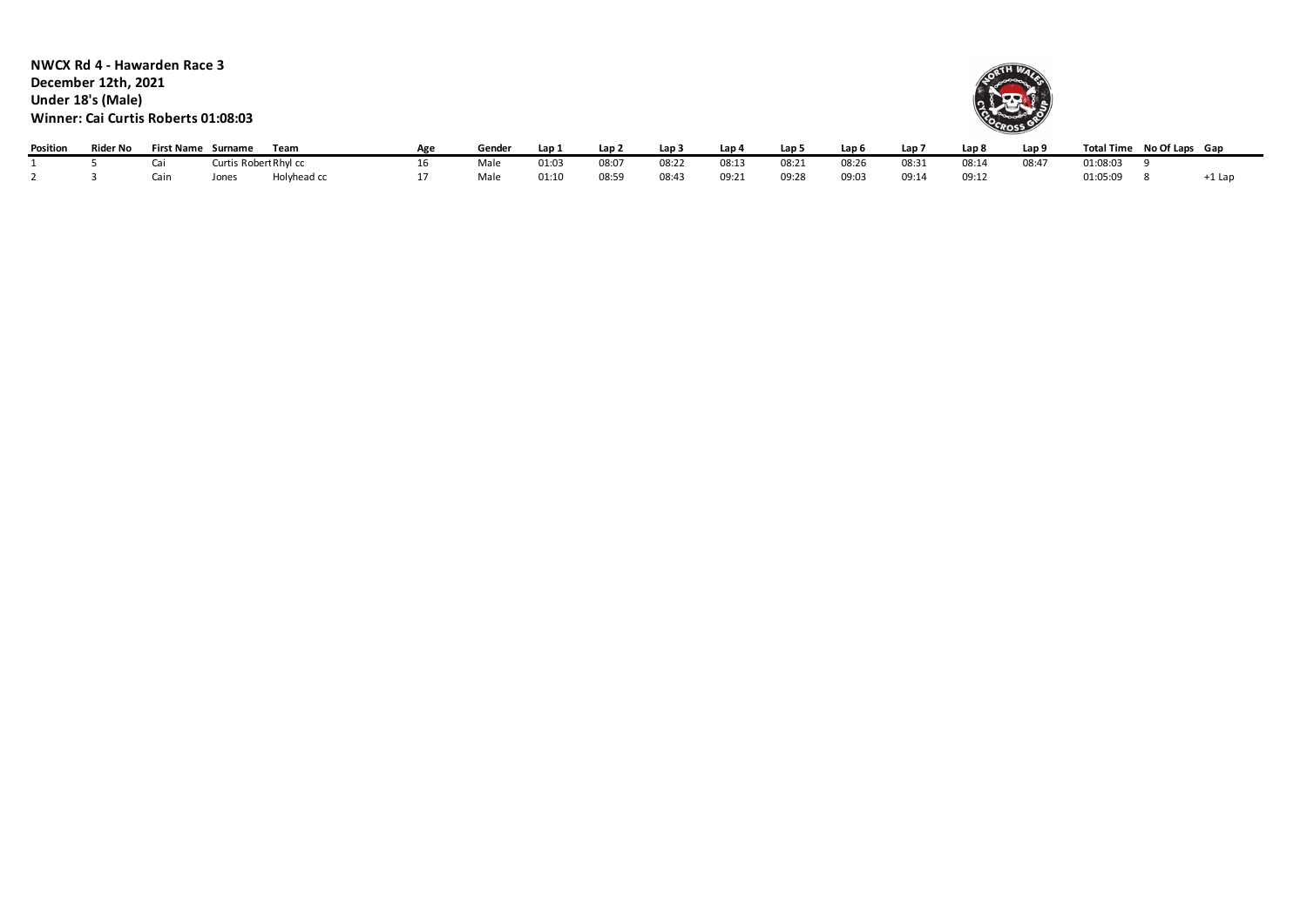**NWCX Rd 4 - Hawarden Race 3**
**December 12th, 2021**
**Under 18's (Male)**
**Winner: Cai Curtis Roberts 01:08:03**

| Position | Rider No | First Name | Surname | Team | Age | Gender | Lap 1 | Lap 2 | Lap 3 | Lap 4 | Lap 5 | Lap 6 | Lap 7 | Lap 8 | Lap 9 | Total Time | No Of Laps | Gap |
|---|---|---|---|---|---|---|---|---|---|---|---|---|---|---|---|---|---|---|
| 1 | 5 | Cai | Curtis Robert | Rhyl cc | 16 | Male | 01:03 | 08:07 | 08:22 | 08:13 | 08:21 | 08:26 | 08:31 | 08:14 | 08:47 | 01:08:03 | 9 | |
| 2 | 3 | Cain | Jones | Holyhead cc | 17 | Male | 01:10 | 08:59 | 08:43 | 09:21 | 09:28 | 09:03 | 09:14 | 09:12 | | 01:05:09 | 8 | +1 Lap |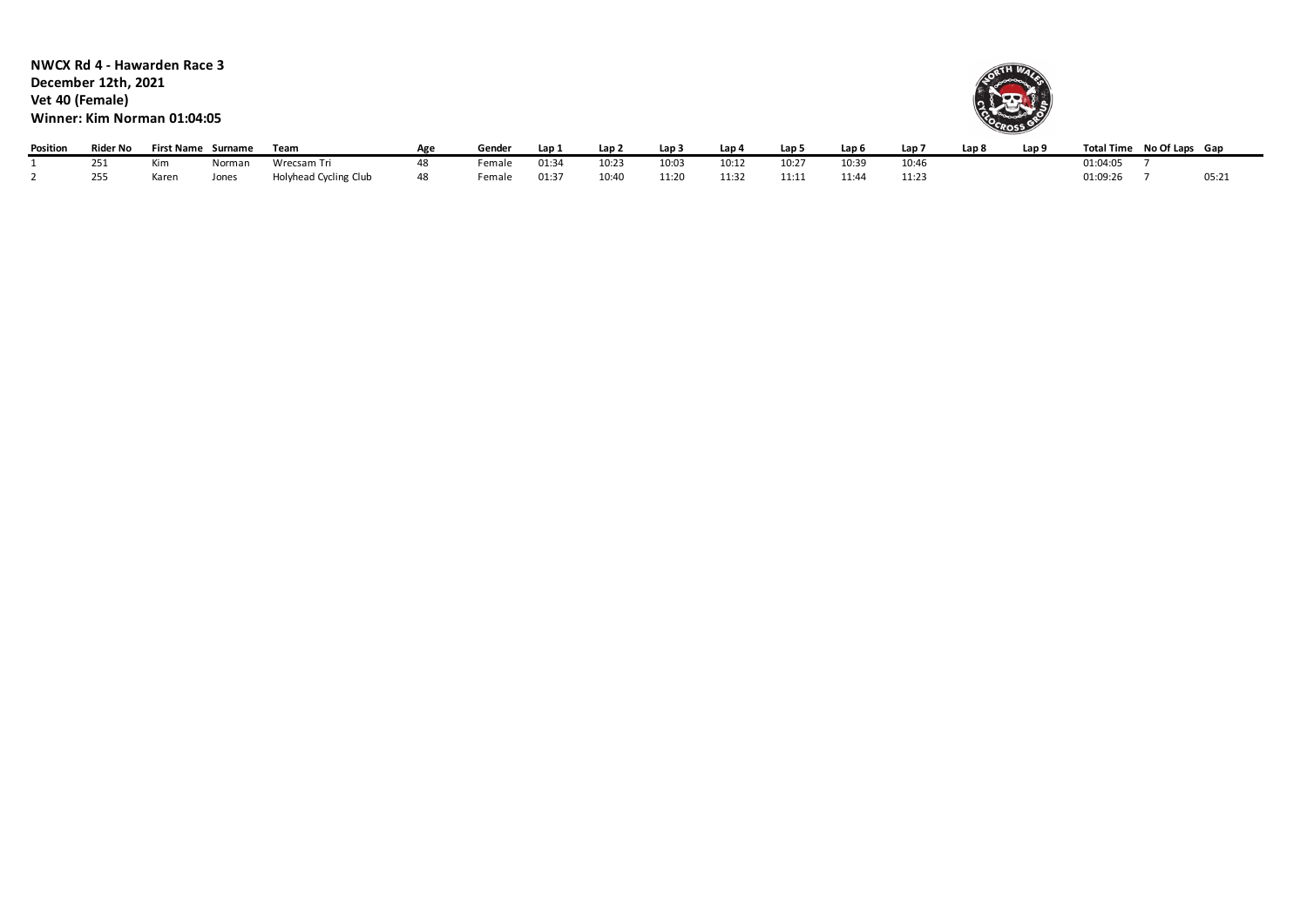**NWCX Rd 4 - Hawarden Race 3**
**December 12th, 2021**
**Vet 40 (Female)**
**Winner: Kim Norman 01:04:05**

| Position | Rider No | First Name | Surname | Team | Age | Gender | Lap 1 | Lap 2 | Lap 3 | Lap 4 | Lap 5 | Lap 6 | Lap 7 | Lap 8 | Lap 9 | Total Time | No Of Laps | Gap |
|---|---|---|---|---|---|---|---|---|---|---|---|---|---|---|---|---|---|---|
| 1 | 251 | Kim | Norman | Wrecsam Tri | 48 | Female | 01:34 | 10:23 | 10:03 | 10:12 | 10:27 | 10:39 | 10:46 | | | 01:04:05 | 7 | |
| 2 | 255 | Karen | Jones | Holyhead Cycling Club | 48 | Female | 01:37 | 10:40 | 11:20 | 11:32 | 11:11 | 11:44 | 11:23 | | | 01:09:26 | 7 | 05:21 |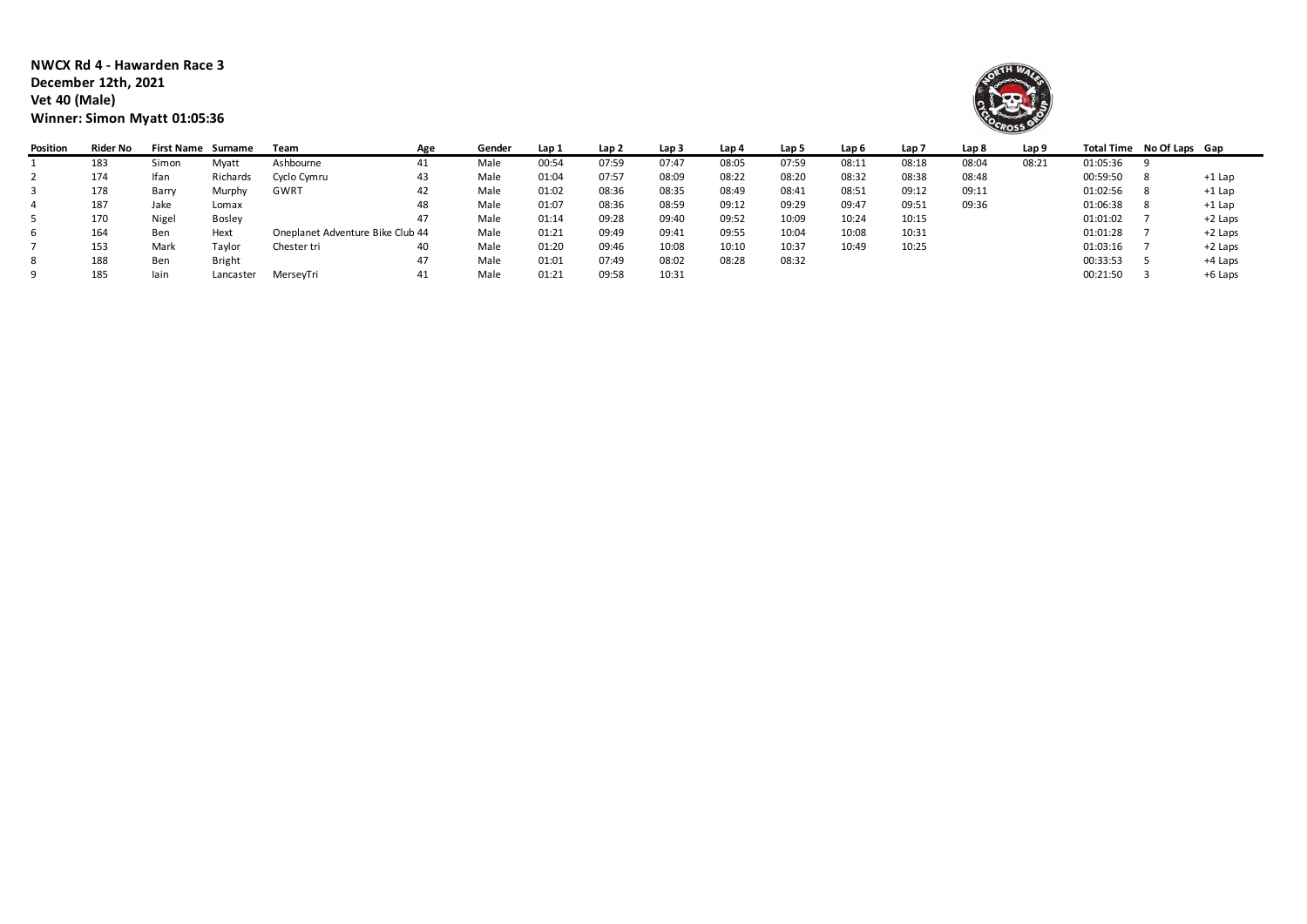**NWCX Rd 4 - Hawarden Race 3**
**December 12th, 2021**
**Vet 40 (Male)**
**Winner: Simon Myatt 01:05:36**

| Position | Rider No | First Name | Surname | Team | Age | Gender | Lap 1 | Lap 2 | Lap 3 | Lap 4 | Lap 5 | Lap 6 | Lap 7 | Lap 8 | Lap 9 | Total Time | No Of Laps | Gap |
|---|---|---|---|---|---|---|---|---|---|---|---|---|---|---|---|---|---|---|
| 1 | 183 | Simon | Myatt | Ashbourne | 41 | Male | 00:54 | 07:59 | 07:47 | 08:05 | 07:59 | 08:11 | 08:18 | 08:04 | 08:21 | 01:05:36 | 9 | |
| 2 | 174 | Ifan | Richards | Cyclo Cymru | 43 | Male | 01:04 | 07:57 | 08:09 | 08:22 | 08:20 | 08:32 | 08:38 | 08:48 | | 00:59:50 | 8 | +1 Lap |
| 3 | 178 | Barry | Murphy | GWRT | 42 | Male | 01:02 | 08:36 | 08:35 | 08:49 | 08:41 | 08:51 | 09:12 | 09:11 | | 01:02:56 | 8 | +1 Lap |
| 4 | 187 | Jake | Lomax | | 48 | Male | 01:07 | 08:36 | 08:59 | 09:12 | 09:29 | 09:47 | 09:51 | 09:36 | | 01:06:38 | 8 | +1 Lap |
| 5 | 170 | Nigel | Bosley | | 47 | Male | 01:14 | 09:28 | 09:40 | 09:52 | 10:09 | 10:24 | 10:15 | | | 01:01:02 | 7 | +2 Laps |
| 6 | 164 | Ben | Hext | Oneplanet Adventure Bike Club | 44 | Male | 01:21 | 09:49 | 09:41 | 09:55 | 10:04 | 10:08 | 10:31 | | | 01:01:28 | 7 | +2 Laps |
| 7 | 153 | Mark | Taylor | Chester tri | 40 | Male | 01:20 | 09:46 | 10:08 | 10:10 | 10:37 | 10:49 | 10:25 | | | 01:03:16 | 7 | +2 Laps |
| 8 | 188 | Ben | Bright | | 47 | Male | 01:01 | 07:49 | 08:02 | 08:28 | 08:32 | | | | | 00:33:53 | 5 | +4 Laps |
| 9 | 185 | Iain | Lancaster | MerseyTri | 41 | Male | 01:21 | 09:58 | 10:31 | | | | | | | 00:21:50 | 3 | +6 Laps |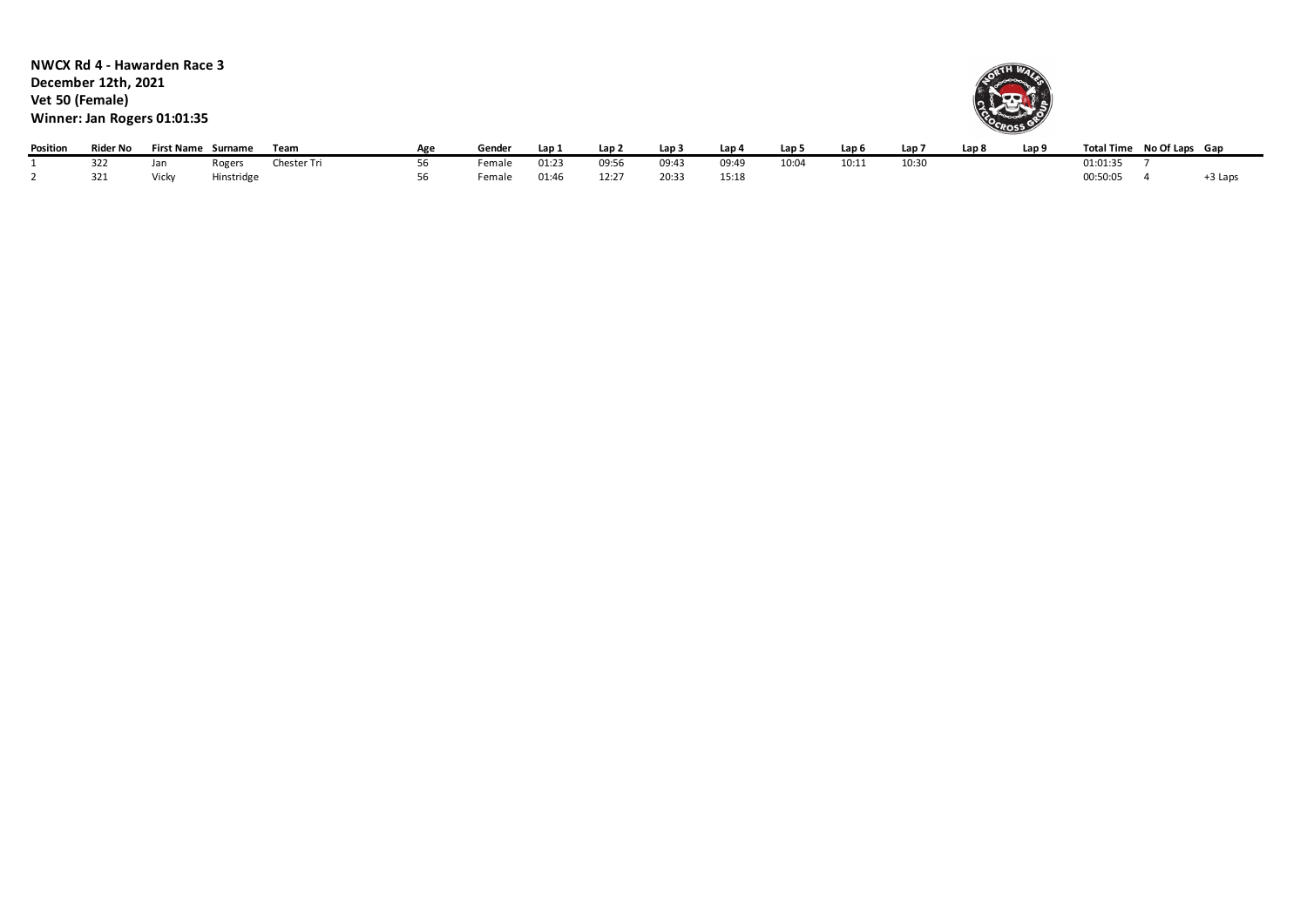**NWCX Rd 4 - Hawarden Race 3**
**December 12th, 2021**
**Vet 50 (Female)**
**Winner: Jan Rogers 01:01:35**

| Position | Rider No | First Name | Surname | Team | Age | Gender | Lap 1 | Lap 2 | Lap 3 | Lap 4 | Lap 5 | Lap 6 | Lap 7 | Lap 8 | Lap 9 | Total Time | No Of Laps | Gap |
|---|---|---|---|---|---|---|---|---|---|---|---|---|---|---|---|---|---|---|
| 1 | 322 | Jan | Rogers | Chester Tri | 56 | Female | 01:23 | 09:56 | 09:43 | 09:49 | 10:04 | 10:11 | 10:30 | | | 01:01:35 | 7 | |
| 2 | 321 | Vicky | Hinstridge | | 56 | Female | 01:46 | 12:27 | 20:33 | 15:18 | | | | | | 00:50:05 | 4 | +3 Laps |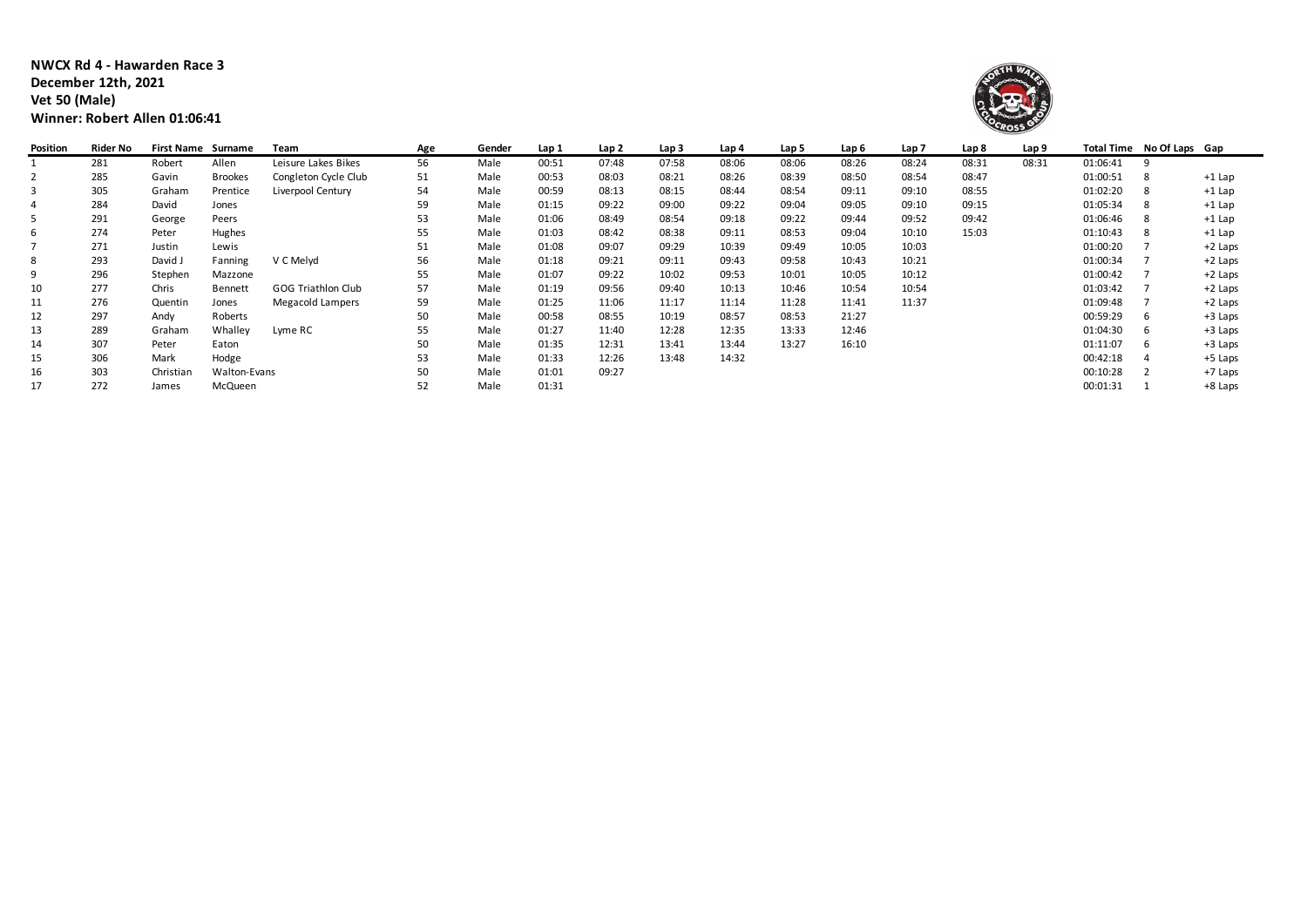**NWCX Rd 4 - Hawarden Race 3**
**December 12th, 2021**
**Vet 50 (Male)**
**Winner: Robert Allen 01:06:41**

| Position | Rider No | First Name | Surname | Team | Age | Gender | Lap 1 | Lap 2 | Lap 3 | Lap 4 | Lap 5 | Lap 6 | Lap 7 | Lap 8 | Lap 9 | Total Time | No Of Laps | Gap |
|---|---|---|---|---|---|---|---|---|---|---|---|---|---|---|---|---|---|---|
| 1 | 281 | Robert | Allen | Leisure Lakes Bikes | 56 | Male | 00:51 | 07:48 | 07:58 | 08:06 | 08:06 | 08:26 | 08:24 | 08:31 | 08:31 | 01:06:41 | 9 | |
| 2 | 285 | Gavin | Brookes | Congleton Cycle Club | 51 | Male | 00:53 | 08:03 | 08:21 | 08:26 | 08:39 | 08:50 | 08:54 | 08:47 | | 01:00:51 | 8 | +1 Lap |
| 3 | 305 | Graham | Prentice | Liverpool Century | 54 | Male | 00:59 | 08:13 | 08:15 | 08:44 | 08:54 | 09:11 | 09:10 | 08:55 | | 01:02:20 | 8 | +1 Lap |
| 4 | 284 | David | Jones | | 59 | Male | 01:15 | 09:22 | 09:00 | 09:22 | 09:04 | 09:05 | 09:10 | 09:15 | | 01:05:34 | 8 | +1 Lap |
| 5 | 291 | George | Peers | | 53 | Male | 01:06 | 08:49 | 08:54 | 09:18 | 09:22 | 09:44 | 09:52 | 09:42 | | 01:06:46 | 8 | +1 Lap |
| 6 | 274 | Peter | Hughes | | 55 | Male | 01:03 | 08:42 | 08:38 | 09:11 | 08:53 | 09:04 | 10:10 | 15:03 | | 01:10:43 | 8 | +1 Lap |
| 7 | 271 | Justin | Lewis | | 51 | Male | 01:08 | 09:07 | 09:29 | 10:39 | 09:49 | 10:05 | 10:03 | | | 01:00:20 | 7 | +2 Laps |
| 8 | 293 | David J | Fanning | V C Melyd | 56 | Male | 01:18 | 09:21 | 09:11 | 09:43 | 09:58 | 10:43 | 10:21 | | | 01:00:34 | 7 | +2 Laps |
| 9 | 296 | Stephen | Mazzone | | 55 | Male | 01:07 | 09:22 | 10:02 | 09:53 | 10:01 | 10:05 | 10:12 | | | 01:00:42 | 7 | +2 Laps |
| 10 | 277 | Chris | Bennett | GOG Triathlon Club | 57 | Male | 01:19 | 09:56 | 09:40 | 10:13 | 10:46 | 10:54 | 10:54 | | | 01:03:42 | 7 | +2 Laps |
| 11 | 276 | Quentin | Jones | Megacold Lampers | 59 | Male | 01:25 | 11:06 | 11:17 | 11:14 | 11:28 | 11:41 | 11:37 | | | 01:09:48 | 7 | +2 Laps |
| 12 | 297 | Andy | Roberts | | 50 | Male | 00:58 | 08:55 | 10:19 | 08:57 | 08:53 | 21:27 | | | | 00:59:29 | 6 | +3 Laps |
| 13 | 289 | Graham | Whalley | Lyme RC | 55 | Male | 01:27 | 11:40 | 12:28 | 12:35 | 13:33 | 12:46 | | | | 01:04:30 | 6 | +3 Laps |
| 14 | 307 | Peter | Eaton | | 50 | Male | 01:35 | 12:31 | 13:41 | 13:44 | 13:27 | 16:10 | | | | 01:11:07 | 6 | +3 Laps |
| 15 | 306 | Mark | Hodge | | 53 | Male | 01:33 | 12:26 | 13:48 | 14:32 | | | | | | 00:42:18 | 4 | +5 Laps |
| 16 | 303 | Christian | Walton-Evans | | 50 | Male | 01:01 | 09:27 | | | | | | | | 00:10:28 | 2 | +7 Laps |
| 17 | 272 | James | McQueen | | 52 | Male | 01:31 | | | | | | | | | 00:01:31 | 1 | +8 Laps |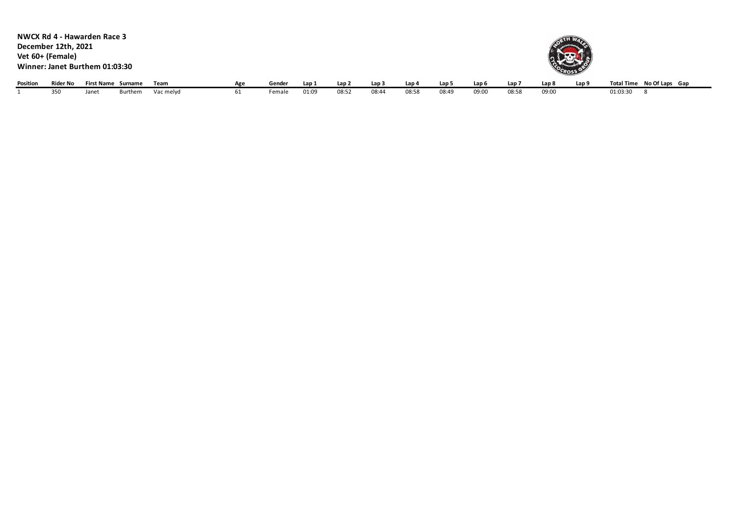**NWCX Rd 4 - Hawarden Race 3**
**December 12th, 2021**
**Vet 60+ (Female)**
**Winner: Janet Burthem 01:03:30**

| Position | Rider No | First Name | Surname | Team | Age | Gender | Lap 1 | Lap 2 | Lap 3 | Lap 4 | Lap 5 | Lap 6 | Lap 7 | Lap 8 | Lap 9 | Total Time | No Of Laps | Gap |
|---|---|---|---|---|---|---|---|---|---|---|---|---|---|---|---|---|---|---|
| 1 | 350 | Janet | Burthem | Vac melyd | 61 | Female | 01:09 | 08:52 | 08:44 | 08:58 | 08:49 | 09:00 | 08:58 | 09:00 | | 01:03:30 | 8 | |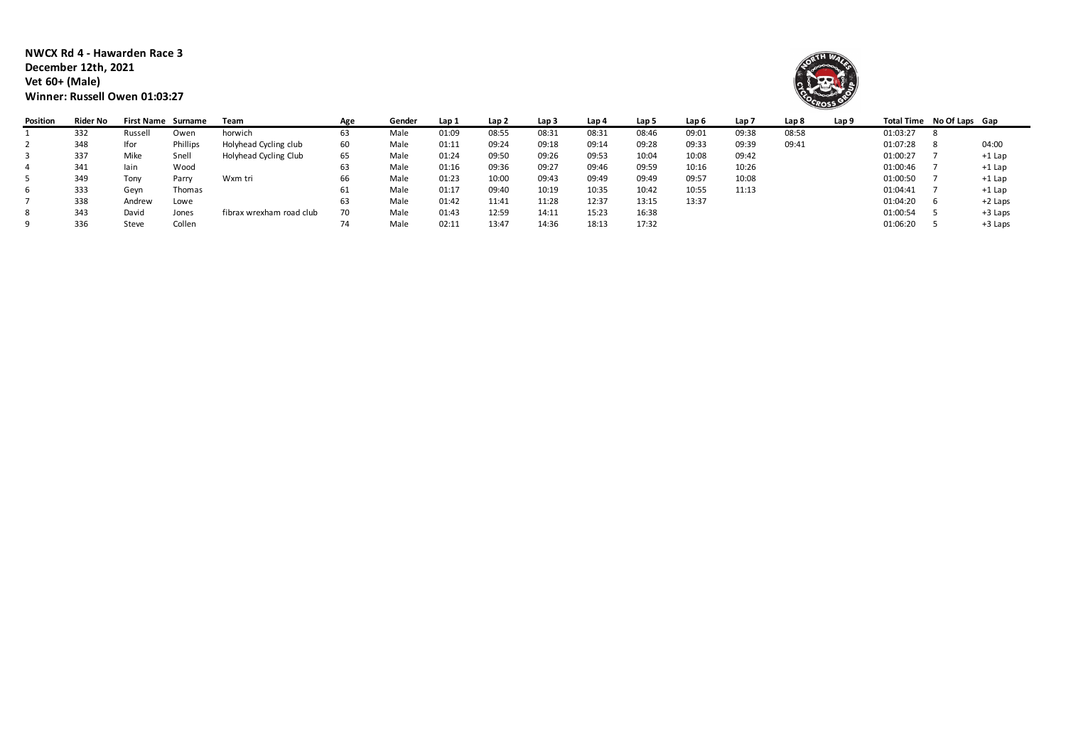**NWCX Rd 4 - Hawarden Race 3**
**December 12th, 2021**
**Vet 60+ (Male)**
**Winner: Russell Owen 01:03:27**

| Position | Rider No | First Name | Surname | Team | Age | Gender | Lap 1 | Lap 2 | Lap 3 | Lap 4 | Lap 5 | Lap 6 | Lap 7 | Lap 8 | Lap 9 | Total Time | No Of Laps | Gap |
|---|---|---|---|---|---|---|---|---|---|---|---|---|---|---|---|---|---|---|
| 1 | 332 | Russell | Owen | horwich | 63 | Male | 01:09 | 08:55 | 08:31 | 08:31 | 08:46 | 09:01 | 09:38 | 08:58 | | 01:03:27 | 8 | |
| 2 | 348 | Ifor | Phillips | Holyhead Cycling club | 60 | Male | 01:11 | 09:24 | 09:18 | 09:14 | 09:28 | 09:33 | 09:39 | 09:41 | | 01:07:28 | 8 | 04:00 |
| 3 | 337 | Mike | Snell | Holyhead Cycling Club | 65 | Male | 01:24 | 09:50 | 09:26 | 09:53 | 10:04 | 10:08 | 09:42 | | | 01:00:27 | 7 | +1 Lap |
| 4 | 341 | Iain | Wood | | 63 | Male | 01:16 | 09:36 | 09:27 | 09:46 | 09:59 | 10:16 | 10:26 | | | 01:00:46 | 7 | +1 Lap |
| 5 | 349 | Tony | Parry | Wxm tri | 66 | Male | 01:23 | 10:00 | 09:43 | 09:49 | 09:49 | 09:57 | 10:08 | | | 01:00:50 | 7 | +1 Lap |
| 6 | 333 | Geyn | Thomas | | 61 | Male | 01:17 | 09:40 | 10:19 | 10:35 | 10:42 | 10:55 | 11:13 | | | 01:04:41 | 7 | +1 Lap |
| 7 | 338 | Andrew | Lowe | | 63 | Male | 01:42 | 11:41 | 11:28 | 12:37 | 13:15 | 13:37 | | | | 01:04:20 | 6 | +2 Laps |
| 8 | 343 | David | Jones | fibrax wrexham road club | 70 | Male | 01:43 | 12:59 | 14:11 | 15:23 | 16:38 | | | | | 01:00:54 | 5 | +3 Laps |
| 9 | 336 | Steve | Collen | | 74 | Male | 02:11 | 13:47 | 14:36 | 18:13 | 17:32 | | | | | 01:06:20 | 5 | +3 Laps |